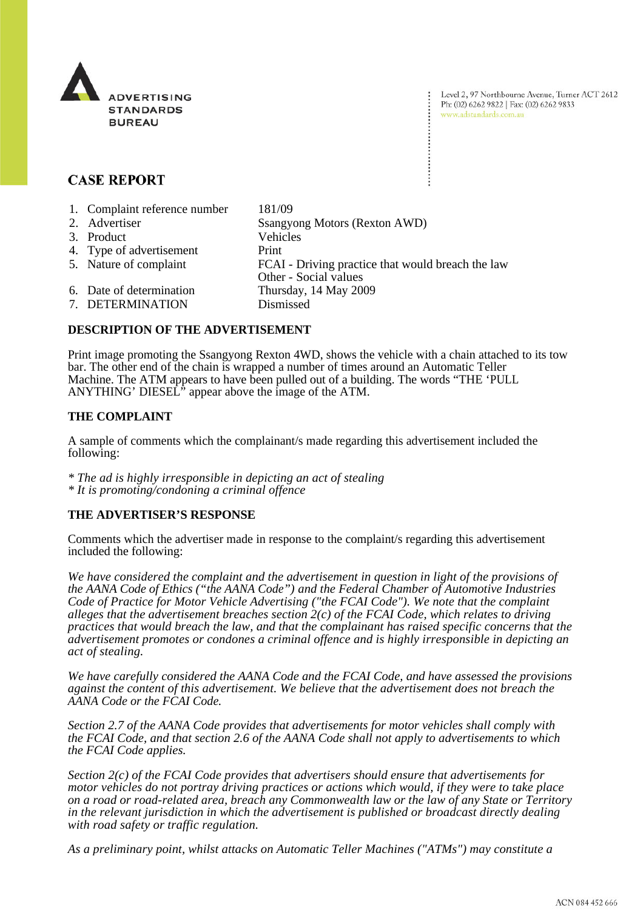ADVERTISING STANDARDS BUREAU

Level 2, 97 Northbourne Avenue, Turner ACT 2612
Ph: (02) 6262 9822 | Fax: (02) 6262 9833
www.adstandards.com.au

## CASE REPORT

| | | |
|---|---|---|
| 1. | Complaint reference number | 181/09 |
| 2. | Advertiser | Ssangyong Motors (Rexton AWD) |
| 3. | Product | Vehicles |
| 4. | Type of advertisement | Print |
| 5. | Nature of complaint | FCAI - Driving practice that would breach the law<br>Other - Social values |
| 6. | Date of determination | Thursday, 14 May 2009 |
| 7. | DETERMINATION | Dismissed |

### DESCRIPTION OF THE ADVERTISEMENT

Print image promoting the Ssangyong Rexton 4WD, shows the vehicle with a chain attached to its tow bar. The other end of the chain is wrapped a number of times around an Automatic Teller Machine. The ATM appears to have been pulled out of a building. The words "THE 'PULL ANYTHING' DIESEL" appear above the image of the ATM.

### THE COMPLAINT

A sample of comments which the complainant/s made regarding this advertisement included the following:

*\* The ad is highly irresponsible in depicting an act of stealing*
*\* It is promoting/condoning a criminal offence*

### THE ADVERTISER'S RESPONSE

Comments which the advertiser made in response to the complaint/s regarding this advertisement included the following:

*We have considered the complaint and the advertisement in question in light of the provisions of the AANA Code of Ethics ("the AANA Code") and the Federal Chamber of Automotive Industries Code of Practice for Motor Vehicle Advertising ("the FCAI Code"). We note that the complaint alleges that the advertisement breaches section 2(c) of the FCAI Code, which relates to driving practices that would breach the law, and that the complainant has raised specific concerns that the advertisement promotes or condones a criminal offence and is highly irresponsible in depicting an act of stealing.*

*We have carefully considered the AANA Code and the FCAI Code, and have assessed the provisions against the content of this advertisement. We believe that the advertisement does not breach the AANA Code or the FCAI Code.*

*Section 2.7 of the AANA Code provides that advertisements for motor vehicles shall comply with the FCAI Code, and that section 2.6 of the AANA Code shall not apply to advertisements to which the FCAI Code applies.*

*Section 2(c) of the FCAI Code provides that advertisers should ensure that advertisements for motor vehicles do not portray driving practices or actions which would, if they were to take place on a road or road-related area, breach any Commonwealth law or the law of any State or Territory in the relevant jurisdiction in which the advertisement is published or broadcast directly dealing with road safety or traffic regulation.*

*As a preliminary point, whilst attacks on Automatic Teller Machines ("ATMs") may constitute a*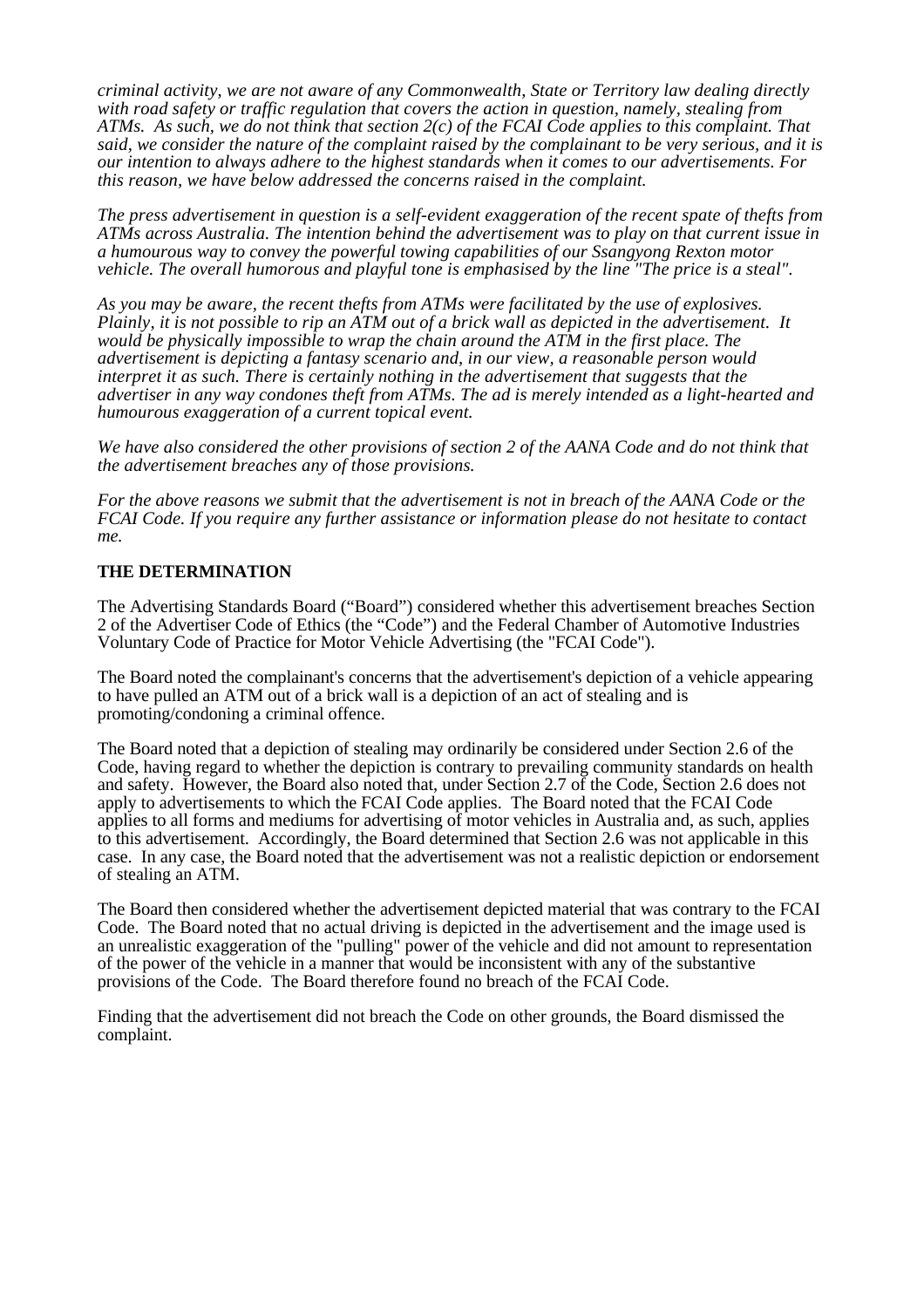*criminal activity, we are not aware of any Commonwealth, State or Territory law dealing directly with road safety or traffic regulation that covers the action in question, namely, stealing from ATMs. As such, we do not think that section 2(c) of the FCAI Code applies to this complaint. That said, we consider the nature of the complaint raised by the complainant to be very serious, and it is our intention to always adhere to the highest standards when it comes to our advertisements. For this reason, we have below addressed the concerns raised in the complaint.*

*The press advertisement in question is a self-evident exaggeration of the recent spate of thefts from ATMs across Australia. The intention behind the advertisement was to play on that current issue in a humourous way to convey the powerful towing capabilities of our Ssangyong Rexton motor vehicle. The overall humorous and playful tone is emphasised by the line "The price is a steal".*

*As you may be aware, the recent thefts from ATMs were facilitated by the use of explosives. Plainly, it is not possible to rip an ATM out of a brick wall as depicted in the advertisement. It would be physically impossible to wrap the chain around the ATM in the first place. The advertisement is depicting a fantasy scenario and, in our view, a reasonable person would interpret it as such. There is certainly nothing in the advertisement that suggests that the advertiser in any way condones theft from ATMs. The ad is merely intended as a light-hearted and humourous exaggeration of a current topical event.*

*We have also considered the other provisions of section 2 of the AANA Code and do not think that the advertisement breaches any of those provisions.*

*For the above reasons we submit that the advertisement is not in breach of the AANA Code or the FCAI Code. If you require any further assistance or information please do not hesitate to contact me.*

**THE DETERMINATION**

The Advertising Standards Board ("Board") considered whether this advertisement breaches Section 2 of the Advertiser Code of Ethics (the "Code") and the Federal Chamber of Automotive Industries Voluntary Code of Practice for Motor Vehicle Advertising (the "FCAI Code").

The Board noted the complainant's concerns that the advertisement's depiction of a vehicle appearing to have pulled an ATM out of a brick wall is a depiction of an act of stealing and is promoting/condoning a criminal offence.

The Board noted that a depiction of stealing may ordinarily be considered under Section 2.6 of the Code, having regard to whether the depiction is contrary to prevailing community standards on health and safety. However, the Board also noted that, under Section 2.7 of the Code, Section 2.6 does not apply to advertisements to which the FCAI Code applies. The Board noted that the FCAI Code applies to all forms and mediums for advertising of motor vehicles in Australia and, as such, applies to this advertisement. Accordingly, the Board determined that Section 2.6 was not applicable in this case. In any case, the Board noted that the advertisement was not a realistic depiction or endorsement of stealing an ATM.

The Board then considered whether the advertisement depicted material that was contrary to the FCAI Code. The Board noted that no actual driving is depicted in the advertisement and the image used is an unrealistic exaggeration of the "pulling" power of the vehicle and did not amount to representation of the power of the vehicle in a manner that would be inconsistent with any of the substantive provisions of the Code. The Board therefore found no breach of the FCAI Code.

Finding that the advertisement did not breach the Code on other grounds, the Board dismissed the complaint.